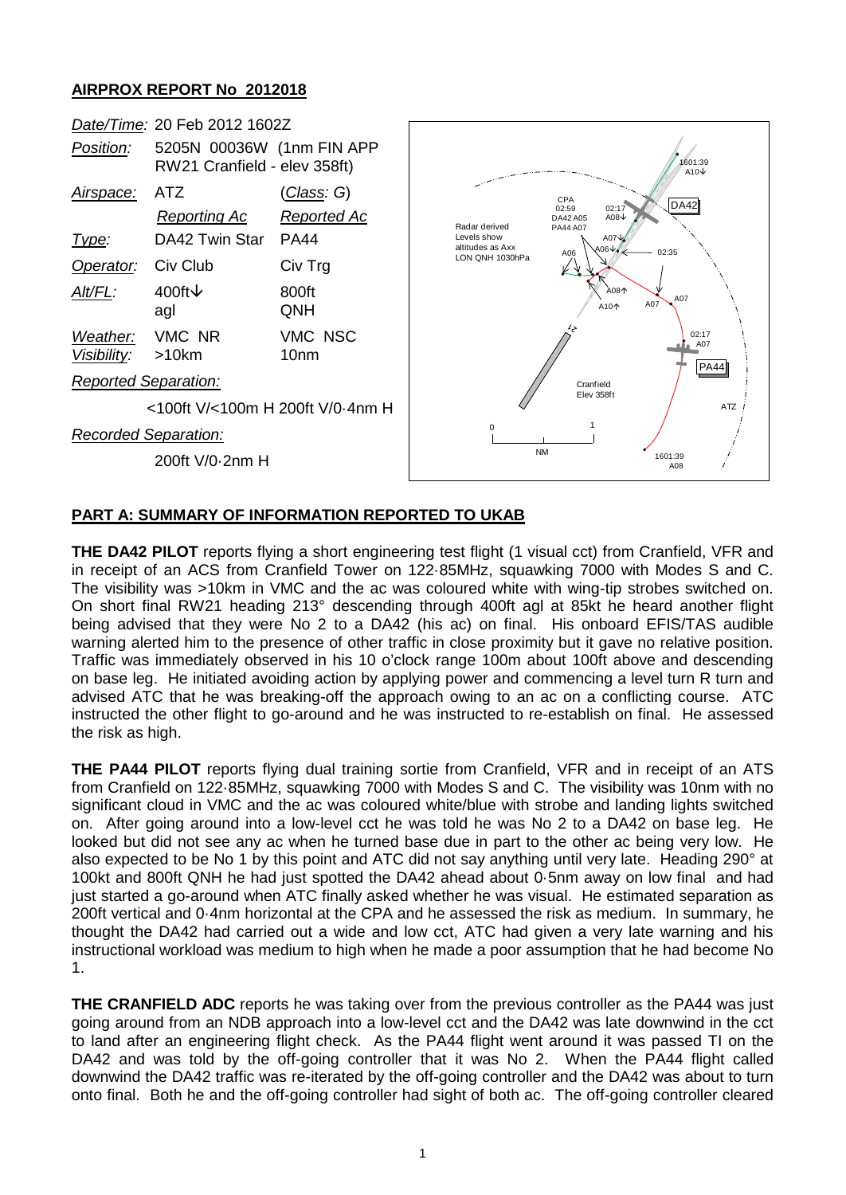**AIRPROX REPORT No 2012018**

| | | |
|---|---|---|
| *Date/Time:* | 20 Feb 2012 1602Z | |
| *Position:* | 5205N 00036W (1nm FIN APP RW21 Cranfield - elev 358ft) | |
| *Airspace:* | ATZ | (*Class*: G) |
| | *Reporting Ac* | *Reported Ac* |
| *Type:* | DA42 Twin Star | PA44 |
| *Operator:* | Civ Club | Civ Trg |
| *Alt/FL:* | 400ft↓ agl | 800ft QNH |
| *Weather:* | VMC NR | VMC NSC |
| *Visibility:* | >10km | 10nm |
| *Reported Separation:* | | |
| | <100ft V/<100m H | 200ft V/0·4nm H |
| *Recorded Separation:* | | |
| | 200ft V/0·2nm H | |

**PART A: SUMMARY OF INFORMATION REPORTED TO UKAB**

**THE DA42 PILOT** reports flying a short engineering test flight (1 visual cct) from Cranfield, VFR and in receipt of an ACS from Cranfield Tower on 122·85MHz, squawking 7000 with Modes S and C. The visibility was >10km in VMC and the ac was coloured white with wing-tip strobes switched on. On short final RW21 heading 213° descending through 400ft agl at 85kt he heard another flight being advised that they were No 2 to a DA42 (his ac) on final. His onboard EFIS/TAS audible warning alerted him to the presence of other traffic in close proximity but it gave no relative position. Traffic was immediately observed in his 10 o'clock range 100m about 100ft above and descending on base leg. He initiated avoiding action by applying power and commencing a level turn R turn and advised ATC that he was breaking-off the approach owing to an ac on a conflicting course. ATC instructed the other flight to go-around and he was instructed to re-establish on final. He assessed the risk as high.

**THE PA44 PILOT** reports flying dual training sortie from Cranfield, VFR and in receipt of an ATS from Cranfield on 122·85MHz, squawking 7000 with Modes S and C. The visibility was 10nm with no significant cloud in VMC and the ac was coloured white/blue with strobe and landing lights switched on. After going around into a low-level cct he was told he was No 2 to a DA42 on base leg. He looked but did not see any ac when he turned base due in part to the other ac being very low. He also expected to be No 1 by this point and ATC did not say anything until very late. Heading 290° at 100kt and 800ft QNH he had just spotted the DA42 ahead about 0·5nm away on low final and had just started a go-around when ATC finally asked whether he was visual. He estimated separation as 200ft vertical and 0·4nm horizontal at the CPA and he assessed the risk as medium. In summary, he thought the DA42 had carried out a wide and low cct, ATC had given a very late warning and his instructional workload was medium to high when he made a poor assumption that he had become No 1.

**THE CRANFIELD ADC** reports he was taking over from the previous controller as the PA44 was just going around from an NDB approach into a low-level cct and the DA42 was late downwind in the cct to land after an engineering flight check. As the PA44 flight went around it was passed TI on the DA42 and was told by the off-going controller that it was No 2. When the PA44 flight called downwind the DA42 traffic was re-iterated by the off-going controller and the DA42 was about to turn onto final. Both he and the off-going controller had sight of both ac. The off-going controller cleared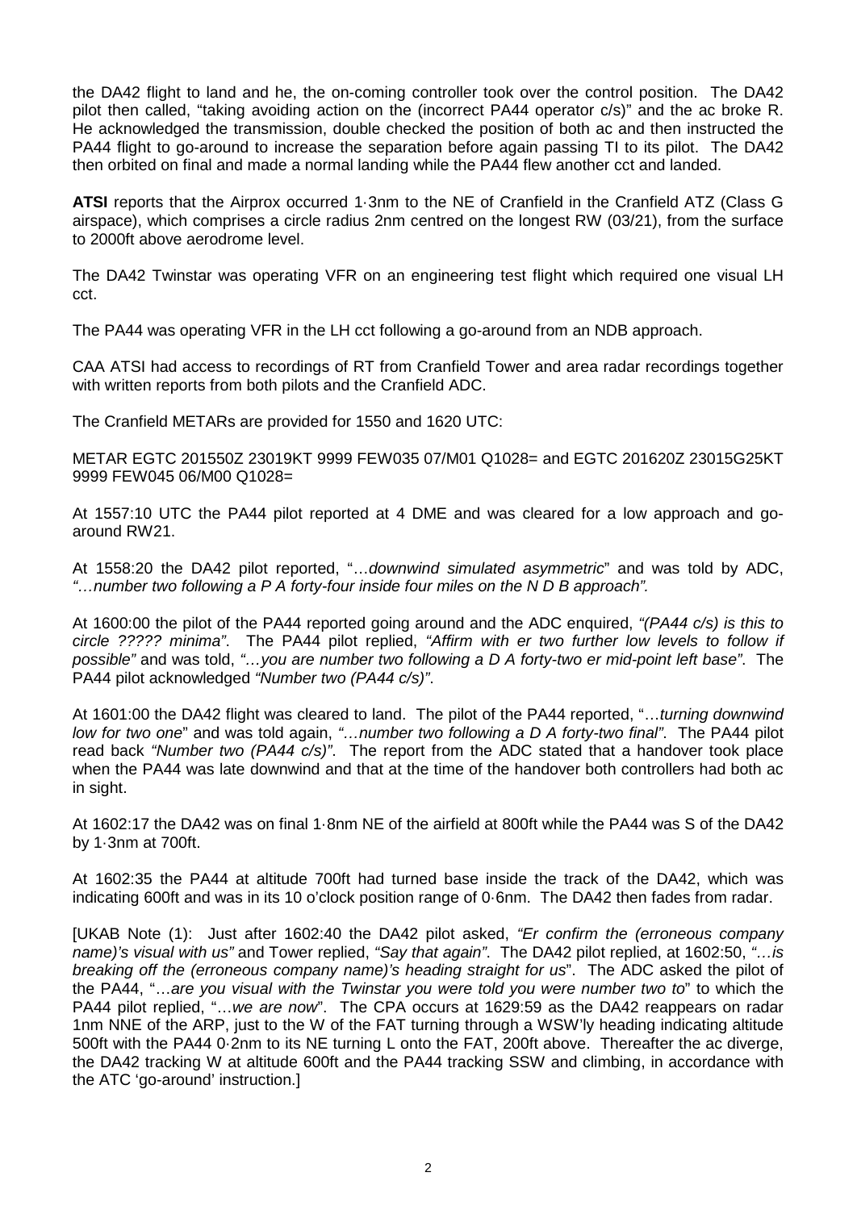the DA42 flight to land and he, the on-coming controller took over the control position. The DA42 pilot then called, "taking avoiding action on the (incorrect PA44 operator c/s)" and the ac broke R. He acknowledged the transmission, double checked the position of both ac and then instructed the PA44 flight to go-around to increase the separation before again passing TI to its pilot. The DA42 then orbited on final and made a normal landing while the PA44 flew another cct and landed.

**ATSI** reports that the Airprox occurred 1·3nm to the NE of Cranfield in the Cranfield ATZ (Class G airspace), which comprises a circle radius 2nm centred on the longest RW (03/21), from the surface to 2000ft above aerodrome level.

The DA42 Twinstar was operating VFR on an engineering test flight which required one visual LH cct.

The PA44 was operating VFR in the LH cct following a go-around from an NDB approach.

CAA ATSI had access to recordings of RT from Cranfield Tower and area radar recordings together with written reports from both pilots and the Cranfield ADC.

The Cranfield METARs are provided for 1550 and 1620 UTC:

METAR EGTC 201550Z 23019KT 9999 FEW035 07/M01 Q1028= and EGTC 201620Z 23015G25KT 9999 FEW045 06/M00 Q1028=

At 1557:10 UTC the PA44 pilot reported at 4 DME and was cleared for a low approach and go-around RW21.

At 1558:20 the DA42 pilot reported, "*…downwind simulated asymmetric*" and was told by ADC, *"…number two following a P A forty-four inside four miles on the N D B approach".*

At 1600:00 the pilot of the PA44 reported going around and the ADC enquired, *"(PA44 c/s) is this to circle ????? minima"*. The PA44 pilot replied, *"Affirm with er two further low levels to follow if possible"* and was told, *"…you are number two following a D A forty-two er mid-point left base"*. The PA44 pilot acknowledged *"Number two (PA44 c/s)"*.

At 1601:00 the DA42 flight was cleared to land. The pilot of the PA44 reported, "*…turning downwind low for two one*" and was told again, *"…number two following a D A forty-two final"*. The PA44 pilot read back *"Number two (PA44 c/s)"*. The report from the ADC stated that a handover took place when the PA44 was late downwind and that at the time of the handover both controllers had both ac in sight.

At 1602:17 the DA42 was on final 1·8nm NE of the airfield at 800ft while the PA44 was S of the DA42 by 1·3nm at 700ft.

At 1602:35 the PA44 at altitude 700ft had turned base inside the track of the DA42, which was indicating 600ft and was in its 10 o'clock position range of 0·6nm. The DA42 then fades from radar.

[UKAB Note (1): Just after 1602:40 the DA42 pilot asked, *"Er confirm the (erroneous company name)'s visual with us"* and Tower replied, *"Say that again"*. The DA42 pilot replied, at 1602:50, *"…is breaking off the (erroneous company name)'s heading straight for us*". The ADC asked the pilot of the PA44, "*…are you visual with the Twinstar you were told you were number two to*" to which the PA44 pilot replied, "*…we are now*". The CPA occurs at 1629:59 as the DA42 reappears on radar 1nm NNE of the ARP, just to the W of the FAT turning through a WSW'ly heading indicating altitude 500ft with the PA44 0·2nm to its NE turning L onto the FAT, 200ft above. Thereafter the ac diverge, the DA42 tracking W at altitude 600ft and the PA44 tracking SSW and climbing, in accordance with the ATC 'go-around' instruction.]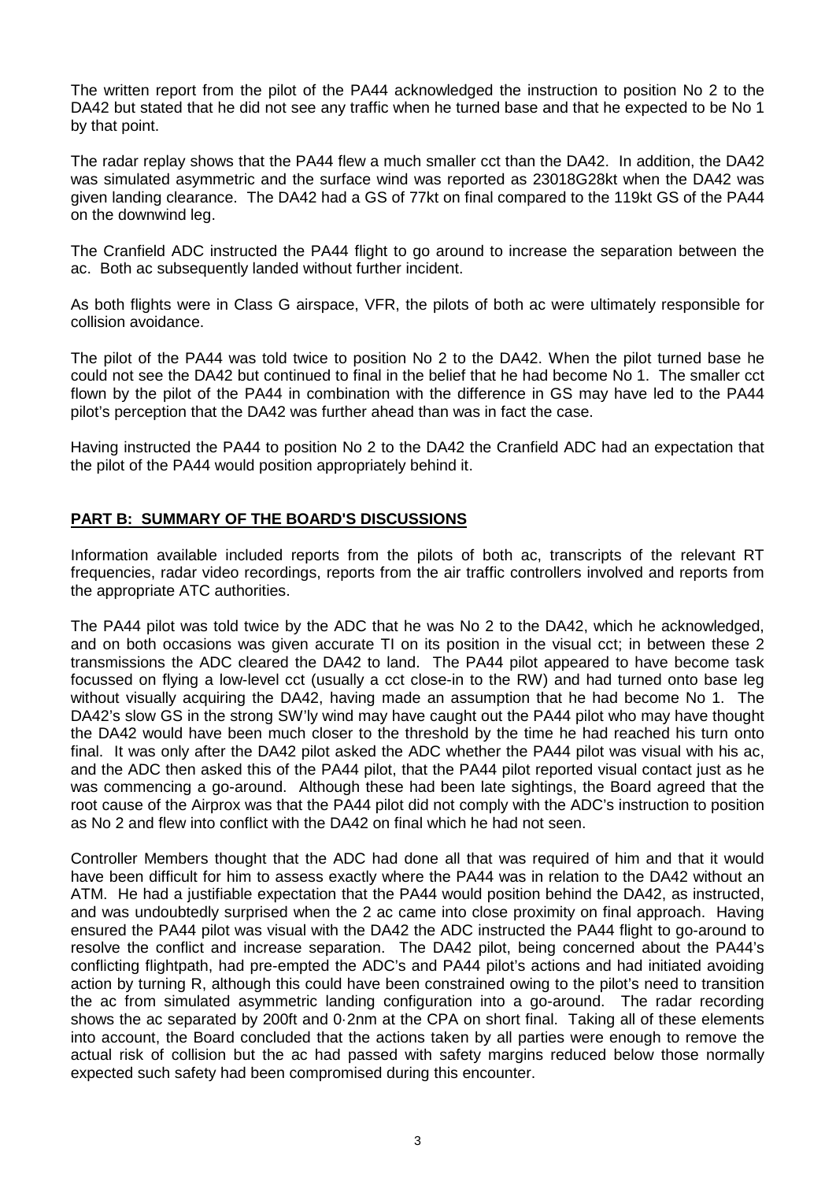The written report from the pilot of the PA44 acknowledged the instruction to position No 2 to the DA42 but stated that he did not see any traffic when he turned base and that he expected to be No 1 by that point.

The radar replay shows that the PA44 flew a much smaller cct than the DA42. In addition, the DA42 was simulated asymmetric and the surface wind was reported as 23018G28kt when the DA42 was given landing clearance. The DA42 had a GS of 77kt on final compared to the 119kt GS of the PA44 on the downwind leg.

The Cranfield ADC instructed the PA44 flight to go around to increase the separation between the ac. Both ac subsequently landed without further incident.

As both flights were in Class G airspace, VFR, the pilots of both ac were ultimately responsible for collision avoidance.

The pilot of the PA44 was told twice to position No 2 to the DA42. When the pilot turned base he could not see the DA42 but continued to final in the belief that he had become No 1. The smaller cct flown by the pilot of the PA44 in combination with the difference in GS may have led to the PA44 pilot's perception that the DA42 was further ahead than was in fact the case.

Having instructed the PA44 to position No 2 to the DA42 the Cranfield ADC had an expectation that the pilot of the PA44 would position appropriately behind it.

## PART B: SUMMARY OF THE BOARD'S DISCUSSIONS

Information available included reports from the pilots of both ac, transcripts of the relevant RT frequencies, radar video recordings, reports from the air traffic controllers involved and reports from the appropriate ATC authorities.

The PA44 pilot was told twice by the ADC that he was No 2 to the DA42, which he acknowledged, and on both occasions was given accurate TI on its position in the visual cct; in between these 2 transmissions the ADC cleared the DA42 to land. The PA44 pilot appeared to have become task focussed on flying a low-level cct (usually a cct close-in to the RW) and had turned onto base leg without visually acquiring the DA42, having made an assumption that he had become No 1. The DA42's slow GS in the strong SW'ly wind may have caught out the PA44 pilot who may have thought the DA42 would have been much closer to the threshold by the time he had reached his turn onto final. It was only after the DA42 pilot asked the ADC whether the PA44 pilot was visual with his ac, and the ADC then asked this of the PA44 pilot, that the PA44 pilot reported visual contact just as he was commencing a go-around. Although these had been late sightings, the Board agreed that the root cause of the Airprox was that the PA44 pilot did not comply with the ADC's instruction to position as No 2 and flew into conflict with the DA42 on final which he had not seen.

Controller Members thought that the ADC had done all that was required of him and that it would have been difficult for him to assess exactly where the PA44 was in relation to the DA42 without an ATM. He had a justifiable expectation that the PA44 would position behind the DA42, as instructed, and was undoubtedly surprised when the 2 ac came into close proximity on final approach. Having ensured the PA44 pilot was visual with the DA42 the ADC instructed the PA44 flight to go-around to resolve the conflict and increase separation. The DA42 pilot, being concerned about the PA44's conflicting flightpath, had pre-empted the ADC's and PA44 pilot's actions and had initiated avoiding action by turning R, although this could have been constrained owing to the pilot's need to transition the ac from simulated asymmetric landing configuration into a go-around. The radar recording shows the ac separated by 200ft and 0·2nm at the CPA on short final. Taking all of these elements into account, the Board concluded that the actions taken by all parties were enough to remove the actual risk of collision but the ac had passed with safety margins reduced below those normally expected such safety had been compromised during this encounter.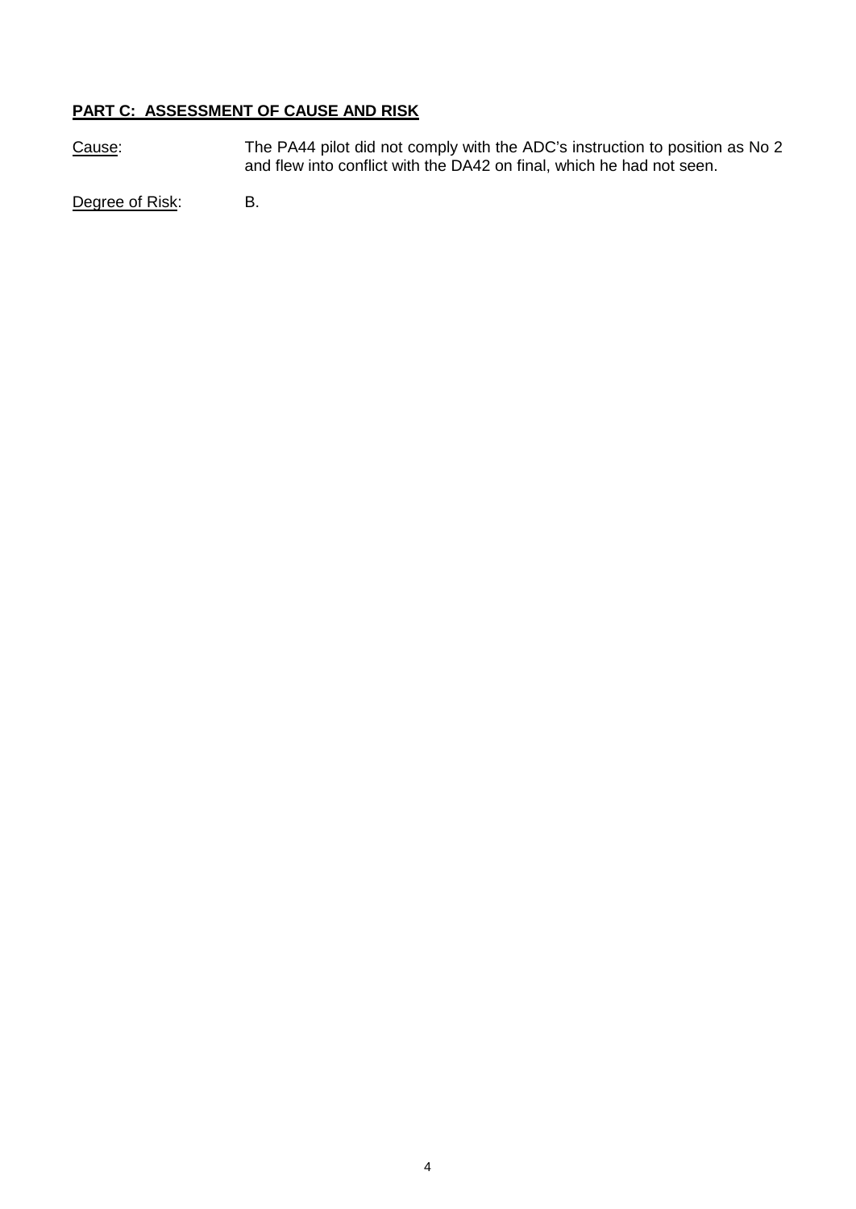**PART C: ASSESSMENT OF CAUSE AND RISK**

Cause: The PA44 pilot did not comply with the ADC's instruction to position as No 2 and flew into conflict with the DA42 on final, which he had not seen.

Degree of Risk: B.